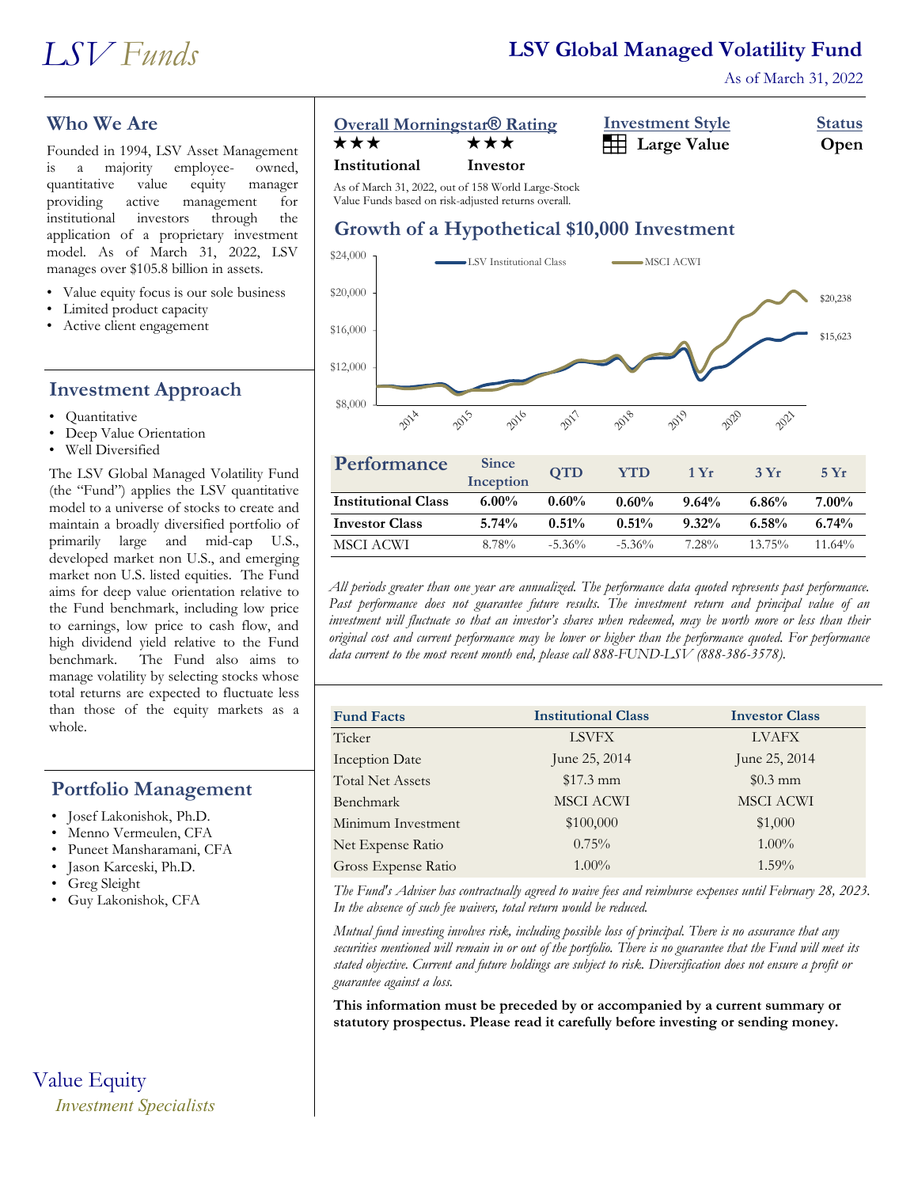# LSV Funds

## LSV Global Managed Volatility Fund

As of March 31, 2022

## Who We Are

Founded in 1994, LSV Asset Management is a majority employee- owned, quantitative value equity manager providing active management for institutional investors through the application of a proprietary investment model. As of March 31, 2022, LSV manages over $105.8 billion in assets.

- Value equity focus is our sole business
- Limited product capacity
- Active client engagement

## Investment Approach

- Quantitative
- Deep Value Orientation
- Well Diversified

The LSV Global Managed Volatility Fund (the "Fund") applies the LSV quantitative model to a universe of stocks to create and maintain a broadly diversified portfolio of primarily large and mid-cap U.S., developed market non U.S., and emerging market non U.S. listed equities. The Fund aims for deep value orientation relative to the Fund benchmark, including low price to earnings, low price to cash flow, and high dividend yield relative to the Fund benchmark. The Fund also aims to manage volatility by selecting stocks whose total returns are expected to fluctuate less than those of the equity markets as a whole.

## Portfolio Management

- Josef Lakonishok, Ph.D.
- Menno Vermeulen, CFA
- Puneet Mansharamani, CFA
- Jason Karceski, Ph.D.
- Greg Sleight
- Guy Lakonishok, CFA

**Overall Morningstar® Rating**

| ★★★ | ★★★ |
|---|---|
| **Institutional** | **Investor** |

As of March 31, 2022, out of 158 World Large-Stock Value Funds based on risk-adjusted returns overall.

**Investment Style:** Large Value

**Status:** Open

## Growth of a Hypothetical $10,000 Investment

LSV Institutional Class: $15,623
MSCI ACWI: $20,238

## Performance

| | Since Inception | QTD | YTD | 1 Yr | 3 Yr | 5 Yr |
|---|---|---|---|---|---|---|
| **Institutional Class** | **6.00%** | **0.60%** | **0.60%** | **9.64%** | **6.86%** | **7.00%** |
| **Investor Class** | **5.74%** | **0.51%** | **0.51%** | **9.32%** | **6.58%** | **6.74%** |
| MSCI ACWI | 8.78% | -5.36% | -5.36% | 7.28% | 13.75% | 11.64% |

*All periods greater than one year are annualized. The performance data quoted represents past performance. Past performance does not guarantee future results. The investment return and principal value of an investment will fluctuate so that an investor's shares when redeemed, may be worth more or less than their original cost and current performance may be lower or higher than the performance quoted. For performance data current to the most recent month end, please call 888-FUND-LSV (888-386-3578).*

| Fund Facts | Institutional Class | Investor Class |
|---|---|---|
| Ticker | LSVFX | LVAFX |
| Inception Date | June 25, 2014 | June 25, 2014 |
| Total Net Assets | $17.3 mm | $0.3 mm |
| Benchmark | MSCI ACWI | MSCI ACWI |
| Minimum Investment | $100,000 | $1,000 |
| Net Expense Ratio | 0.75% | 1.00% |
| Gross Expense Ratio | 1.00% | 1.59% |

*The Fund's Adviser has contractually agreed to waive fees and reimburse expenses until February 28, 2023. In the absence of such fee waivers, total return would be reduced.*

*Mutual fund investing involves risk, including possible loss of principal. There is no assurance that any securities mentioned will remain in or out of the portfolio. There is no guarantee that the Fund will meet its stated objective. Current and future holdings are subject to risk. Diversification does not ensure a profit or guarantee against a loss.*

**This information must be preceded by or accompanied by a current summary or statutory prospectus. Please read it carefully before investing or sending money.**

Value Equity
*Investment Specialists*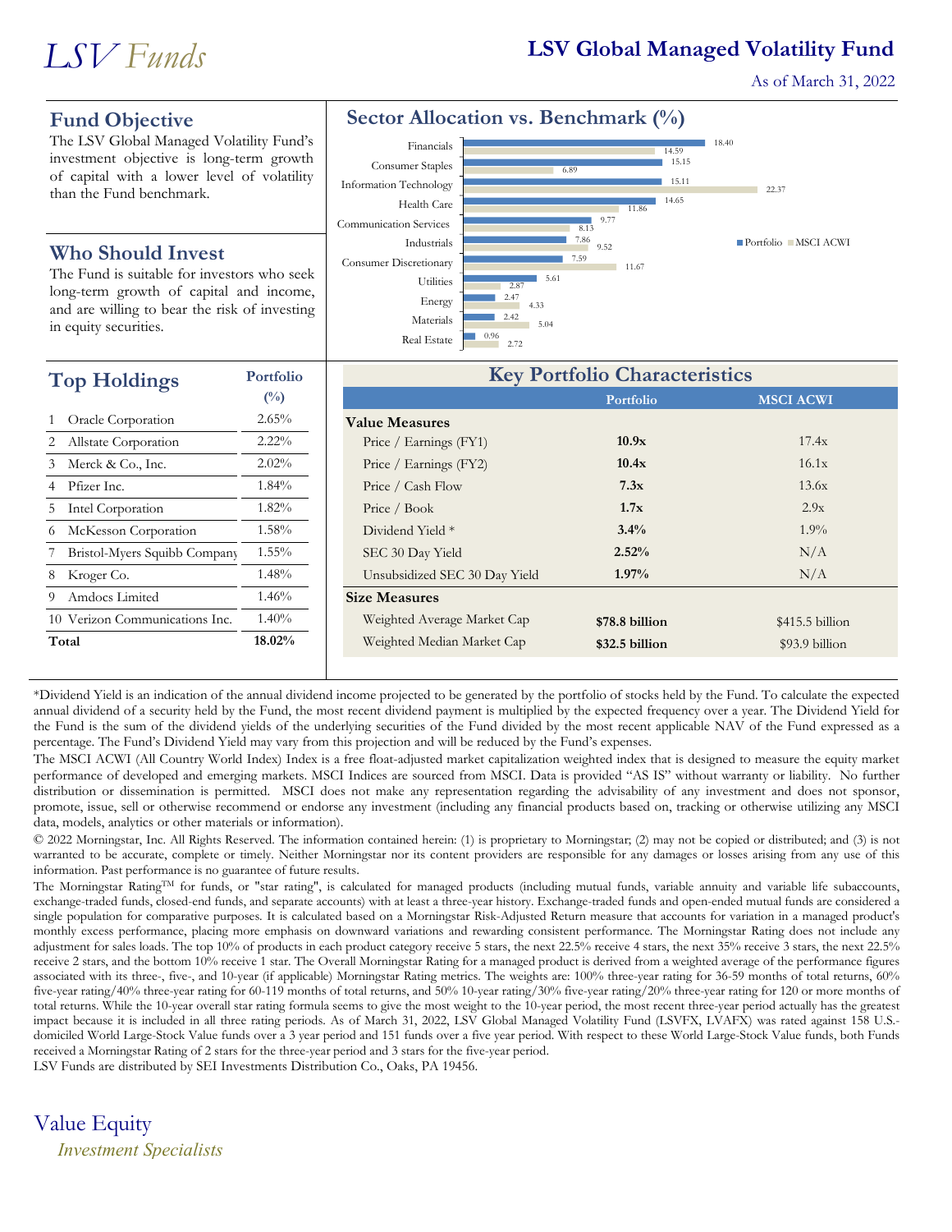# LSV Funds

## LSV Global Managed Volatility Fund

As of March 31, 2022

## Fund Objective

The LSV Global Managed Volatility Fund's investment objective is long-term growth of capital with a lower level of volatility than the Fund benchmark.

## Who Should Invest

The Fund is suitable for investors who seek long-term growth of capital and income, and are willing to bear the risk of investing in equity securities.

## Sector Allocation vs. Benchmark (%)

Portfolio | MSCI ACWI

Financials 18.40 14.59
Consumer Staples 15.15 6.89
Information Technology 15.11 22.37
Health Care 14.65 11.86
Communication Services 9.77 8.13
Industrials 7.86 9.52
Consumer Discretionary 7.59 11.67
Utilities 5.61 2.87
Energy 2.47 4.33
Materials 2.42 5.04
Real Estate 0.96 2.72

## Top Holdings

| | Top Holdings | Portfolio (%) |
|---|---|---|
| 1 | Oracle Corporation | 2.65% |
| 2 | Allstate Corporation | 2.22% |
| 3 | Merck & Co., Inc. | 2.02% |
| 4 | Pfizer Inc. | 1.84% |
| 5 | Intel Corporation | 1.82% |
| 6 | McKesson Corporation | 1.58% |
| 7 | Bristol-Myers Squibb Company | 1.55% |
| 8 | Kroger Co. | 1.48% |
| 9 | Amdocs Limited | 1.46% |
| 10 | Verizon Communications Inc. | 1.40% |
| **Total** | | **18.02%** |

## Key Portfolio Characteristics

| | Portfolio | MSCI ACWI |
|---|---|---|
| **Value Measures** | | |
| Price / Earnings (FY1) | **10.9x** | 17.4x |
| Price / Earnings (FY2) | **10.4x** | 16.1x |
| Price / Cash Flow | **7.3x** | 13.6x |
| Price / Book | **1.7x** | 2.9x |
| Dividend Yield * | **3.4%** | 1.9% |
| SEC 30 Day Yield | **2.52%** | N/A |
| Unsubsidized SEC 30 Day Yield | **1.97%** | N/A |
| **Size Measures** | | |
| Weighted Average Market Cap | **$78.8 billion** | $415.5 billion |
| Weighted Median Market Cap | **$32.5 billion** | $93.9 billion |

*Dividend Yield is an indication of the annual dividend income projected to be generated by the portfolio of stocks held by the Fund. To calculate the expected annual dividend of a security held by the Fund, the most recent dividend payment is multiplied by the expected frequency over a year. The Dividend Yield for the Fund is the sum of the dividend yields of the underlying securities of the Fund divided by the most recent applicable NAV of the Fund expressed as a percentage. The Fund's Dividend Yield may vary from this projection and will be reduced by the Fund's expenses.

The MSCI ACWI (All Country World Index) Index is a free float-adjusted market capitalization weighted index that is designed to measure the equity market performance of developed and emerging markets. MSCI Indices are sourced from MSCI. Data is provided "AS IS" without warranty or liability. No further distribution or dissemination is permitted. MSCI does not make any representation regarding the advisability of any investment and does not sponsor, promote, issue, sell or otherwise recommend or endorse any investment (including any financial products based on, tracking or otherwise utilizing any MSCI data, models, analytics or other materials or information).

© 2022 Morningstar, Inc. All Rights Reserved. The information contained herein: (1) is proprietary to Morningstar; (2) may not be copied or distributed; and (3) is not warranted to be accurate, complete or timely. Neither Morningstar nor its content providers are responsible for any damages or losses arising from any use of this information. Past performance is no guarantee of future results.

The Morningstar Rating™ for funds, or "star rating", is calculated for managed products (including mutual funds, variable annuity and variable life subaccounts, exchange-traded funds, closed-end funds, and separate accounts) with at least a three-year history. Exchange-traded funds and open-ended mutual funds are considered a single population for comparative purposes. It is calculated based on a Morningstar Risk-Adjusted Return measure that accounts for variation in a managed product's monthly excess performance, placing more emphasis on downward variations and rewarding consistent performance. The Morningstar Rating does not include any adjustment for sales loads. The top 10% of products in each product category receive 5 stars, the next 22.5% receive 4 stars, the next 35% receive 3 stars, the next 22.5% receive 2 stars, and the bottom 10% receive 1 star. The Overall Morningstar Rating for a managed product is derived from a weighted average of the performance figures associated with its three-, five-, and 10-year (if applicable) Morningstar Rating metrics. The weights are: 100% three-year rating for 36-59 months of total returns, 60% five-year rating/40% three-year rating for 60-119 months of total returns, and 50% 10-year rating/30% five-year rating/20% three-year rating for 120 or more months of total returns. While the 10-year overall star rating formula seems to give the most weight to the 10-year period, the most recent three-year period actually has the greatest impact because it is included in all three rating periods. As of March 31, 2022, LSV Global Managed Volatility Fund (LSVFX, LVAFX) was rated against 158 U.S.-domiciled World Large-Stock Value funds over a 3 year period and 151 funds over a five year period. With respect to these World Large-Stock Value funds, both Funds received a Morningstar Rating of 2 stars for the three-year period and 3 stars for the five-year period.

LSV Funds are distributed by SEI Investments Distribution Co., Oaks, PA 19456.

Value Equity
*Investment Specialists*